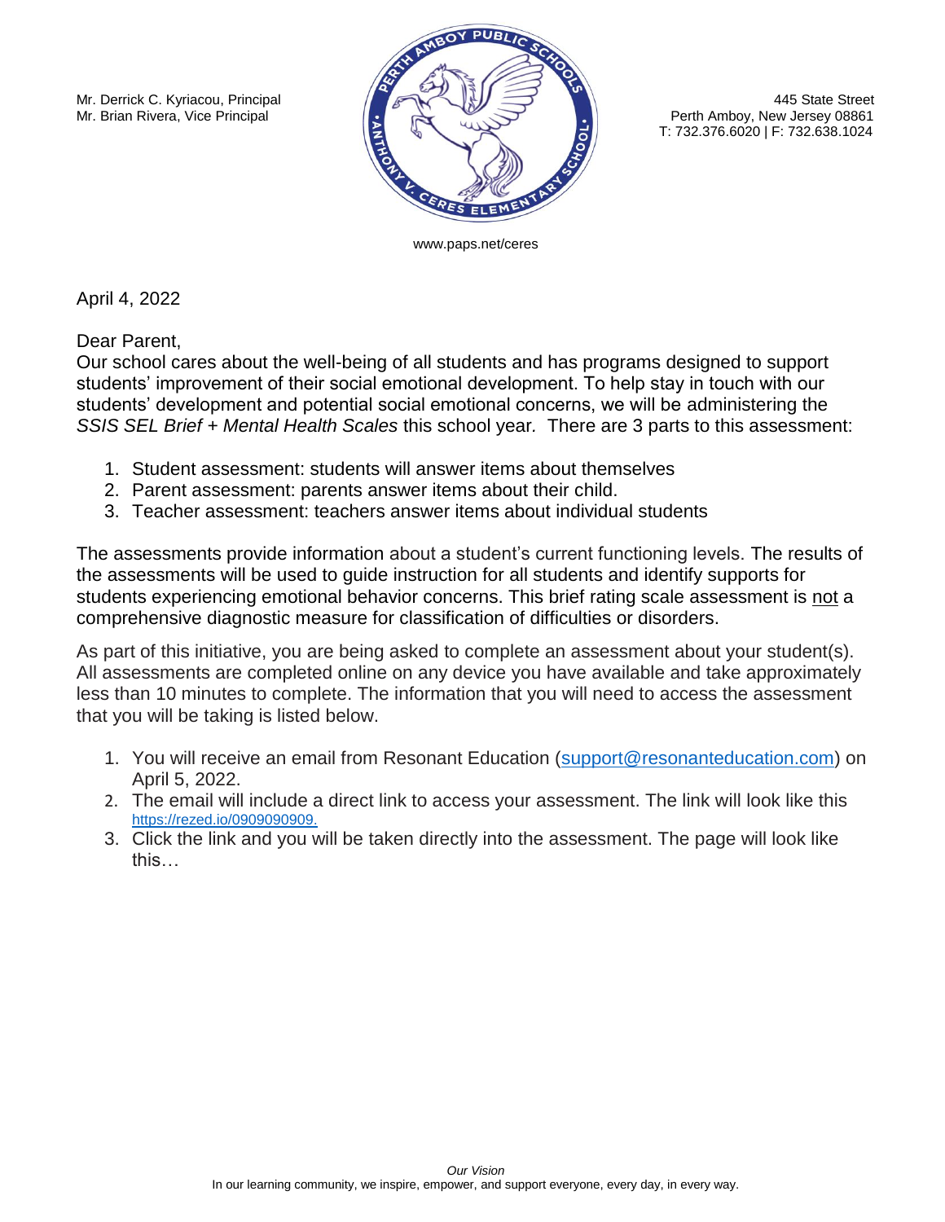Mr. Derrick C. Kyriacou, Principal
Mr. Brian Rivera, Vice Principal

445 State Street
Perth Amboy, New Jersey 08861
T: 732.376.6020 | F: 732.638.1024

PERTH AMBOY PUBLIC SCHOOLS
ANTHONY V. CERES ELEMENTARY SCHOOL

www.paps.net/ceres

April 4, 2022

Dear Parent,
Our school cares about the well-being of all students and has programs designed to support students' improvement of their social emotional development. To help stay in touch with our students' development and potential social emotional concerns, we will be administering the *SSIS SEL Brief + Mental Health Scales* this school year. There are 3 parts to this assessment:

1. Student assessment: students will answer items about themselves
2. Parent assessment: parents answer items about their child.
3. Teacher assessment: teachers answer items about individual students

The assessments provide information about a student's current functioning levels. The results of the assessments will be used to guide instruction for all students and identify supports for students experiencing emotional behavior concerns. This brief rating scale assessment is <u>not</u> a comprehensive diagnostic measure for classification of difficulties or disorders.

As part of this initiative, you are being asked to complete an assessment about your student(s). All assessments are completed online on any device you have available and take approximately less than 10 minutes to complete. The information that you will need to access the assessment that you will be taking is listed below.

1. You will receive an email from Resonant Education (support@resonanteducation.com) on April 5, 2022.
2. The email will include a direct link to access your assessment. The link will look like this https://rezed.io/0909090909.
3. Click the link and you will be taken directly into the assessment. The page will look like this…

*Our Vision*
In our learning community, we inspire, empower, and support everyone, every day, in every way.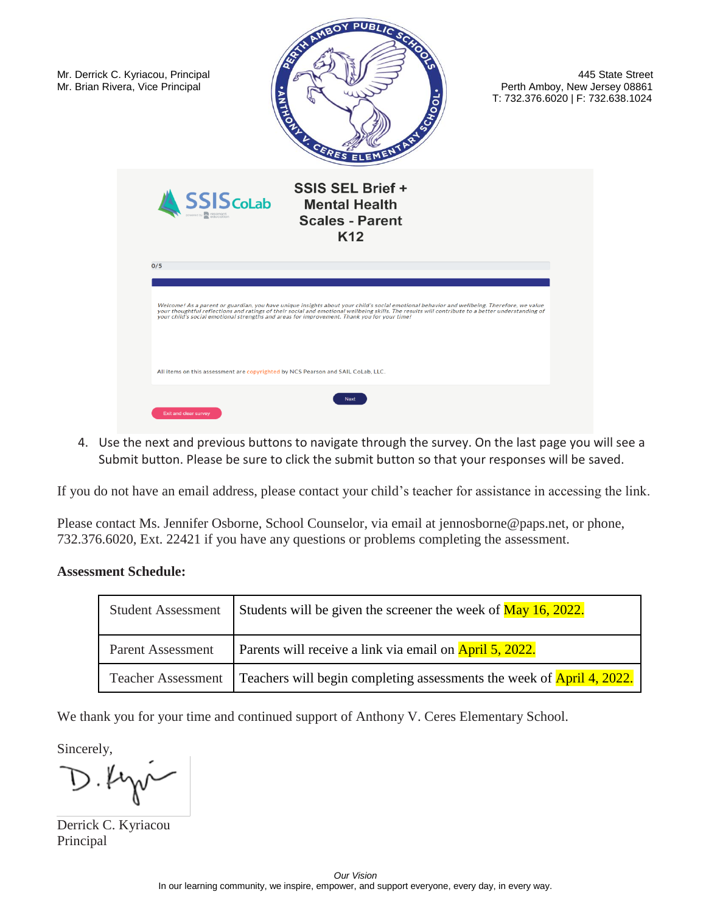Mr. Derrick C. Kyriacou, Principal
Mr. Brian Rivera, Vice Principal

445 State Street
Perth Amboy, New Jersey 08861
T: 732.376.6020 | F: 732.638.1024

SSIS SEL Brief + Mental Health Scales - Parent K12

0/5

*Welcome! As a parent or guardian, you have unique insights about your child's social emotional behavior and wellbeing. Therefore, we value your thoughtful reflections and ratings of their social and emotional wellbeing skills. The results will contribute to a better understanding of your child's social emotional strengths and areas for improvement. Thank you for your time!*

All items on this assessment are copyrighted by NCS Pearson and SAIL CoLab, LLC.

Next

Exit and clear survey

4. Use the next and previous buttons to navigate through the survey. On the last page you will see a Submit button. Please be sure to click the submit button so that your responses will be saved.

If you do not have an email address, please contact your child's teacher for assistance in accessing the link.

Please contact Ms. Jennifer Osborne, School Counselor, via email at jennosborne@paps.net, or phone, 732.376.6020, Ext. 22421 if you have any questions or problems completing the assessment.

**Assessment Schedule:**

| | |
|---|---|
| Student Assessment | Students will be given the screener the week of May 16, 2022. |
| Parent Assessment | Parents will receive a link via email on April 5, 2022. |
| Teacher Assessment | Teachers will begin completing assessments the week of April 4, 2022. |

We thank you for your time and continued support of Anthony V. Ceres Elementary School.

Sincerely,

Derrick C. Kyriacou
Principal

*Our Vision*
In our learning community, we inspire, empower, and support everyone, every day, in every way.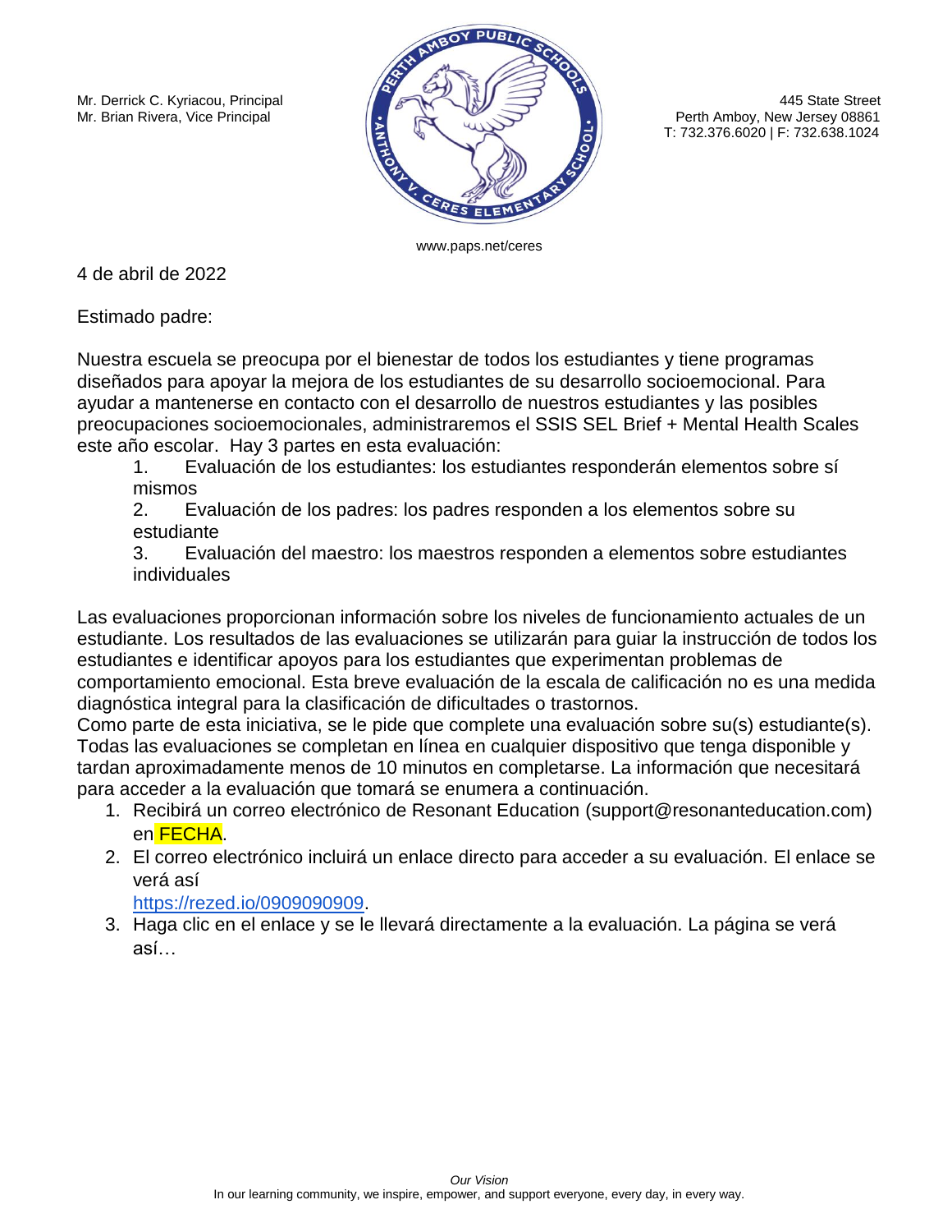Mr. Derrick C. Kyriacou, Principal
Mr. Brian Rivera, Vice Principal

445 State Street
Perth Amboy, New Jersey 08861
T: 732.376.6020 | F: 732.638.1024

www.paps.net/ceres

4 de abril de 2022

Estimado padre:

Nuestra escuela se preocupa por el bienestar de todos los estudiantes y tiene programas diseñados para apoyar la mejora de los estudiantes de su desarrollo socioemocional. Para ayudar a mantenerse en contacto con el desarrollo de nuestros estudiantes y las posibles preocupaciones socioemocionales, administraremos el SSIS SEL Brief + Mental Health Scales este año escolar. Hay 3 partes en esta evaluación:

1. Evaluación de los estudiantes: los estudiantes responderán elementos sobre sí mismos
2. Evaluación de los padres: los padres responden a los elementos sobre su estudiante
3. Evaluación del maestro: los maestros responden a elementos sobre estudiantes individuales

Las evaluaciones proporcionan información sobre los niveles de funcionamiento actuales de un estudiante. Los resultados de las evaluaciones se utilizarán para guiar la instrucción de todos los estudiantes e identificar apoyos para los estudiantes que experimentan problemas de comportamiento emocional. Esta breve evaluación de la escala de calificación no es una medida diagnóstica integral para la clasificación de dificultades o trastornos.

Como parte de esta iniciativa, se le pide que complete una evaluación sobre su(s) estudiante(s). Todas las evaluaciones se completan en línea en cualquier dispositivo que tenga disponible y tardan aproximadamente menos de 10 minutos en completarse. La información que necesitará para acceder a la evaluación que tomará se enumera a continuación.

1. Recibirá un correo electrónico de Resonant Education (support@resonanteducation.com) en FECHA.
2. El correo electrónico incluirá un enlace directo para acceder a su evaluación. El enlace se verá así https://rezed.io/0909090909.
3. Haga clic en el enlace y se le llevará directamente a la evaluación. La página se verá así…

*Our Vision*
In our learning community, we inspire, empower, and support everyone, every day, in every way.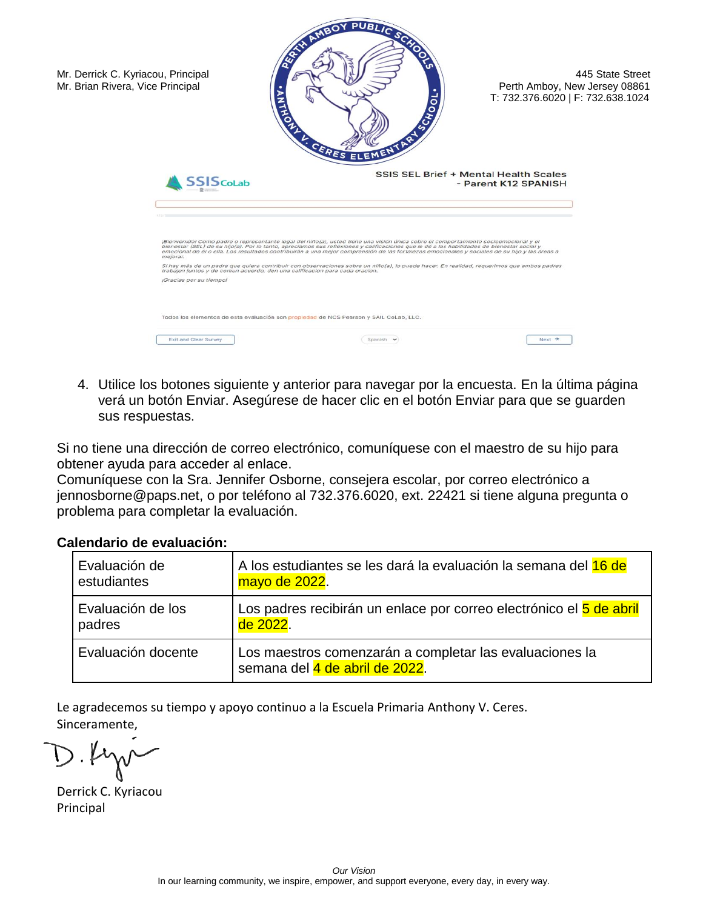Mr. Derrick C. Kyriacou, Principal
Mr. Brian Rivera, Vice Principal

445 State Street
Perth Amboy, New Jersey 08861
T: 732.376.6020 | F: 732.638.1024

SSIS CoLab

SSIS SEL Brief + Mental Health Scales - Parent K12 SPANISH

¡Bienvenido! Como padre o representante legal del niño(a), usted tiene una visión única sobre el comportamiento socioemocional y el bienestar (SEL) de su hijo(a). Por lo tanto, apreciamos sus reflexiones y calificaciones que le dé a las habilidades de bienestar social y emocional de él o ella. Los resultados contribuirán a una mejor comprensión de las fortalezas emocionales y sociales de su hijo y las áreas a mejorar.

Si hay más de un padre que quiera contribuir con observaciones sobre un niño(a), lo puede hacer. En realidad, requerimos que ambos padres trabajen juntos y de común acuerdo, den una calificación para cada oración.

¡Gracias por su tiempo!

Todos los elementos de esta evaluación son propiedad de NCS Pearson y SAIL CoLab, LLC.

Exit and Clear Survey | Spanish | Next

4. Utilice los botones siguiente y anterior para navegar por la encuesta. En la última página verá un botón Enviar. Asegúrese de hacer clic en el botón Enviar para que se guarden sus respuestas.

Si no tiene una dirección de correo electrónico, comuníquese con el maestro de su hijo para obtener ayuda para acceder al enlace.
Comuníquese con la Sra. Jennifer Osborne, consejera escolar, por correo electrónico a jennosborne@paps.net, o por teléfono al 732.376.6020, ext. 22421 si tiene alguna pregunta o problema para completar la evaluación.

**Calendario de evaluación:**

| | |
|---|---|
| Evaluación de estudiantes | A los estudiantes se les dará la evaluación la semana del 16 de mayo de 2022. |
| Evaluación de los padres | Los padres recibirán un enlace por correo electrónico el 5 de abril de 2022. |
| Evaluación docente | Los maestros comenzarán a completar las evaluaciones la semana del 4 de abril de 2022. |

Le agradecemos su tiempo y apoyo continuo a la Escuela Primaria Anthony V. Ceres.
Sinceramente,

D. Kyri

Derrick C. Kyriacou
Principal

*Our Vision*
In our learning community, we inspire, empower, and support everyone, every day, in every way.